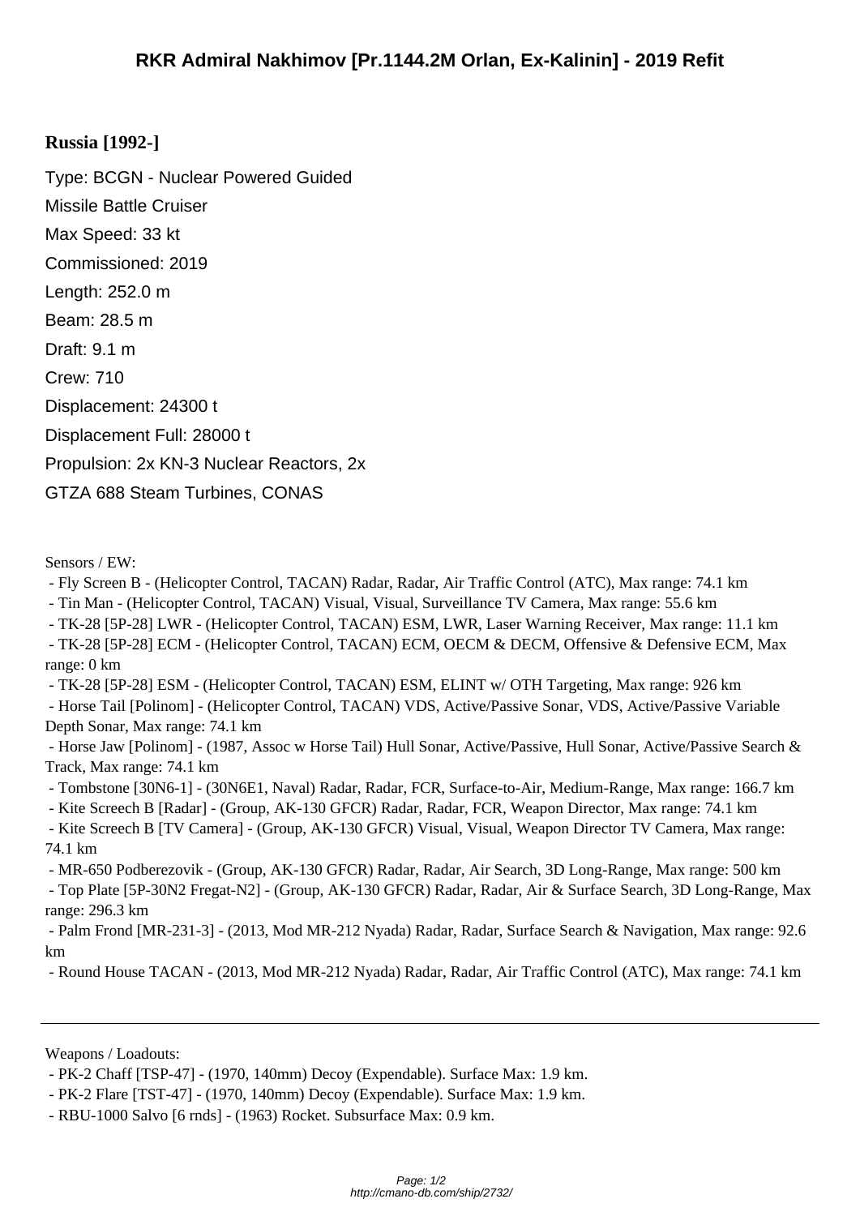# RKR Admiral Nakhimov [Pr.1144.2M Orlan, Ex-Kalinin] - 2019 Refit

## Russia [1992-]

Type: BCGN - Nuclear Powered Guided Missile Battle Cruiser

Max Speed: 33 kt

Commissioned: 2019

Length: 252.0 m

Beam: 28.5 m

Draft: 9.1 m

Crew: 710

Displacement: 24300 t

Displacement Full: 28000 t

Propulsion: 2x KN-3 Nuclear Reactors, 2x GTZA 688 Steam Turbines, CONAS

Sensors / EW:

- Fly Screen B - (Helicopter Control, TACAN) Radar, Radar, Air Traffic Control (ATC), Max range: 74.1 km
- Tin Man - (Helicopter Control, TACAN) Visual, Visual, Surveillance TV Camera, Max range: 55.6 km
- TK-28 [5P-28] LWR - (Helicopter Control, TACAN) ESM, LWR, Laser Warning Receiver, Max range: 11.1 km
- TK-28 [5P-28] ECM - (Helicopter Control, TACAN) ECM, OECM & DECM, Offensive & Defensive ECM, Max range: 0 km
- TK-28 [5P-28] ESM - (Helicopter Control, TACAN) ESM, ELINT w/ OTH Targeting, Max range: 926 km
- Horse Tail [Polinom] - (Helicopter Control, TACAN) VDS, Active/Passive Sonar, VDS, Active/Passive Variable Depth Sonar, Max range: 74.1 km
- Horse Jaw [Polinom] - (1987, Assoc w Horse Tail) Hull Sonar, Active/Passive, Hull Sonar, Active/Passive Search & Track, Max range: 74.1 km
- Tombstone [30N6-1] - (30N6E1, Naval) Radar, Radar, FCR, Surface-to-Air, Medium-Range, Max range: 166.7 km
- Kite Screech B [Radar] - (Group, AK-130 GFCR) Radar, Radar, FCR, Weapon Director, Max range: 74.1 km
- Kite Screech B [TV Camera] - (Group, AK-130 GFCR) Visual, Visual, Weapon Director TV Camera, Max range: 74.1 km
- MR-650 Podberezovik - (Group, AK-130 GFCR) Radar, Radar, Air Search, 3D Long-Range, Max range: 500 km
- Top Plate [5P-30N2 Fregat-N2] - (Group, AK-130 GFCR) Radar, Radar, Air & Surface Search, 3D Long-Range, Max range: 296.3 km
- Palm Frond [MR-231-3] - (2013, Mod MR-212 Nyada) Radar, Radar, Surface Search & Navigation, Max range: 92.6 km
- Round House TACAN - (2013, Mod MR-212 Nyada) Radar, Radar, Air Traffic Control (ATC), Max range: 74.1 km

---

Weapons / Loadouts:

- PK-2 Chaff [TSP-47] - (1970, 140mm) Decoy (Expendable). Surface Max: 1.9 km.
- PK-2 Flare [TST-47] - (1970, 140mm) Decoy (Expendable). Surface Max: 1.9 km.
- RBU-1000 Salvo [6 rnds] - (1963) Rocket. Subsurface Max: 0.9 km.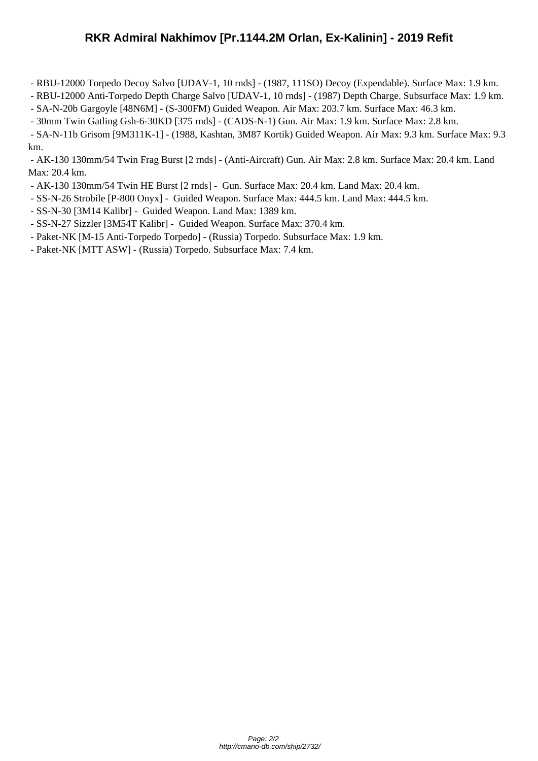- RBU-12000 Torpedo Decoy Salvo [UDAV-1, 10 rnds] - (1987, 111SO) Decoy (Expendable). Surface Max: 1.9 km.
- RBU-12000 Anti-Torpedo Depth Charge Salvo [UDAV-1, 10 rnds] - (1987) Depth Charge. Subsurface Max: 1.9 km.
- SA-N-20b Gargoyle [48N6M] - (S-300FM) Guided Weapon. Air Max: 203.7 km. Surface Max: 46.3 km.
- 30mm Twin Gatling Gsh-6-30KD [375 rnds] - (CADS-N-1) Gun. Air Max: 1.9 km. Surface Max: 2.8 km.
- SA-N-11b Grisom [9M311K-1] - (1988, Kashtan, 3M87 Kortik) Guided Weapon. Air Max: 9.3 km. Surface Max: 9.3 km.
- AK-130 130mm/54 Twin Frag Burst [2 rnds] - (Anti-Aircraft) Gun. Air Max: 2.8 km. Surface Max: 20.4 km. Land Max: 20.4 km.
- AK-130 130mm/54 Twin HE Burst [2 rnds] - Gun. Surface Max: 20.4 km. Land Max: 20.4 km.
- SS-N-26 Strobile [P-800 Onyx] - Guided Weapon. Surface Max: 444.5 km. Land Max: 444.5 km.
- SS-N-30 [3M14 Kalibr] - Guided Weapon. Land Max: 1389 km.
- SS-N-27 Sizzler [3M54T Kalibr] - Guided Weapon. Surface Max: 370.4 km.
- Paket-NK [M-15 Anti-Torpedo Torpedo] - (Russia) Torpedo. Subsurface Max: 1.9 km.
- Paket-NK [MTT ASW] - (Russia) Torpedo. Subsurface Max: 7.4 km.